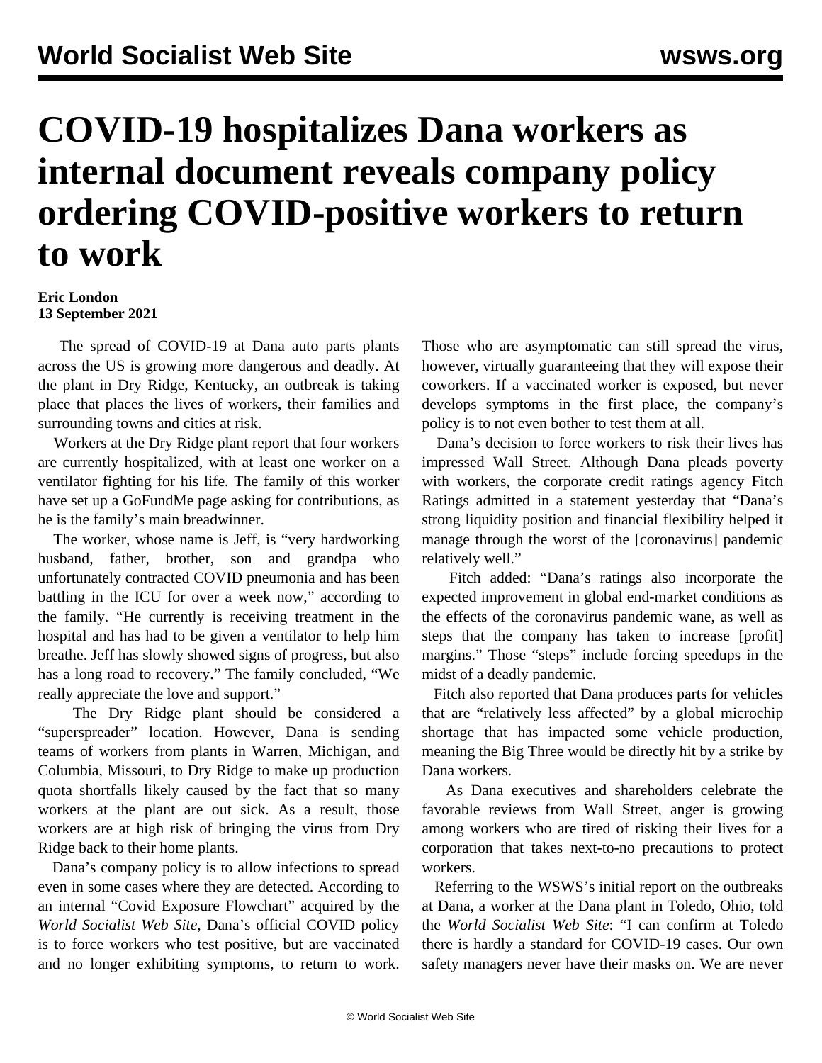# COVID-19 hospitalizes Dana workers as internal document reveals company policy ordering COVID-positive workers to return to work

**Eric London**
**13 September 2021**

The spread of COVID-19 at Dana auto parts plants across the US is growing more dangerous and deadly. At the plant in Dry Ridge, Kentucky, an outbreak is taking place that places the lives of workers, their families and surrounding towns and cities at risk.

Workers at the Dry Ridge plant report that four workers are currently hospitalized, with at least one worker on a ventilator fighting for his life. The family of this worker have set up a GoFundMe page asking for contributions, as he is the family's main breadwinner.

The worker, whose name is Jeff, is "very hardworking husband, father, brother, son and grandpa who unfortunately contracted COVID pneumonia and has been battling in the ICU for over a week now," according to the family. "He currently is receiving treatment in the hospital and has had to be given a ventilator to help him breathe. Jeff has slowly showed signs of progress, but also has a long road to recovery." The family concluded, "We really appreciate the love and support."

The Dry Ridge plant should be considered a "superspreader" location. However, Dana is sending teams of workers from plants in Warren, Michigan, and Columbia, Missouri, to Dry Ridge to make up production quota shortfalls likely caused by the fact that so many workers at the plant are out sick. As a result, those workers are at high risk of bringing the virus from Dry Ridge back to their home plants.

Dana's company policy is to allow infections to spread even in some cases where they are detected. According to an internal "Covid Exposure Flowchart" acquired by the *World Socialist Web Site*, Dana's official COVID policy is to force workers who test positive, but are vaccinated and no longer exhibiting symptoms, to return to work. Those who are asymptomatic can still spread the virus, however, virtually guaranteeing that they will expose their coworkers. If a vaccinated worker is exposed, but never develops symptoms in the first place, the company's policy is to not even bother to test them at all.

Dana's decision to force workers to risk their lives has impressed Wall Street. Although Dana pleads poverty with workers, the corporate credit ratings agency Fitch Ratings admitted in a statement yesterday that "Dana's strong liquidity position and financial flexibility helped it manage through the worst of the [coronavirus] pandemic relatively well."

Fitch added: "Dana's ratings also incorporate the expected improvement in global end-market conditions as the effects of the coronavirus pandemic wane, as well as steps that the company has taken to increase [profit] margins." Those "steps" include forcing speedups in the midst of a deadly pandemic.

Fitch also reported that Dana produces parts for vehicles that are "relatively less affected" by a global microchip shortage that has impacted some vehicle production, meaning the Big Three would be directly hit by a strike by Dana workers.

As Dana executives and shareholders celebrate the favorable reviews from Wall Street, anger is growing among workers who are tired of risking their lives for a corporation that takes next-to-no precautions to protect workers.

Referring to the WSWS's initial report on the outbreaks at Dana, a worker at the Dana plant in Toledo, Ohio, told the *World Socialist Web Site*: "I can confirm at Toledo there is hardly a standard for COVID-19 cases. Our own safety managers never have their masks on. We are never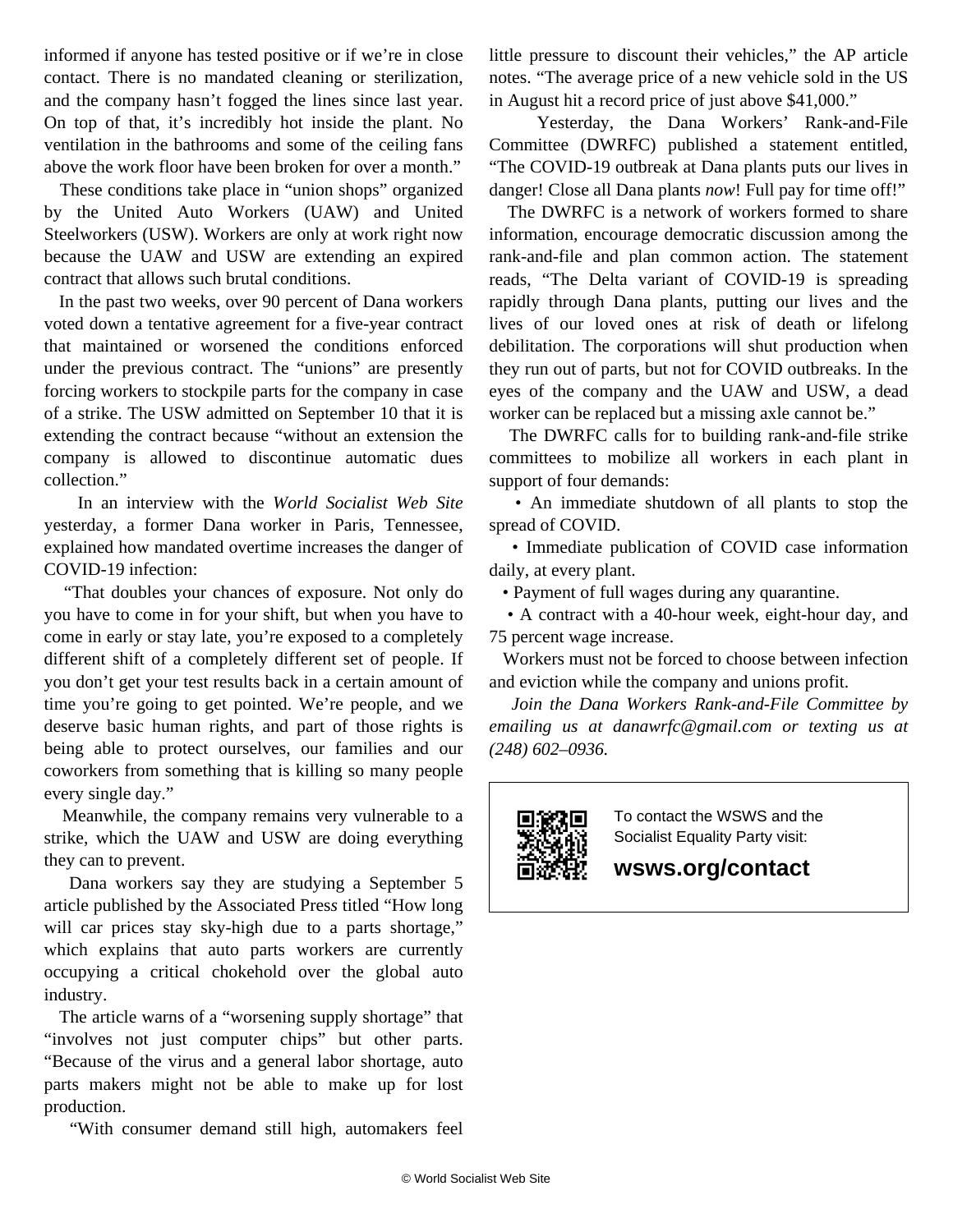informed if anyone has tested positive or if we're in close contact. There is no mandated cleaning or sterilization, and the company hasn't fogged the lines since last year. On top of that, it's incredibly hot inside the plant. No ventilation in the bathrooms and some of the ceiling fans above the work floor have been broken for over a month."

These conditions take place in "union shops" organized by the United Auto Workers (UAW) and United Steelworkers (USW). Workers are only at work right now because the UAW and USW are extending an expired contract that allows such brutal conditions.

In the past two weeks, over 90 percent of Dana workers voted down a tentative agreement for a five-year contract that maintained or worsened the conditions enforced under the previous contract. The "unions" are presently forcing workers to stockpile parts for the company in case of a strike. The USW admitted on September 10 that it is extending the contract because "without an extension the company is allowed to discontinue automatic dues collection."

In an interview with the *World Socialist Web Site* yesterday, a former Dana worker in Paris, Tennessee, explained how mandated overtime increases the danger of COVID-19 infection:

"That doubles your chances of exposure. Not only do you have to come in for your shift, but when you have to come in early or stay late, you're exposed to a completely different shift of a completely different set of people. If you don't get your test results back in a certain amount of time you're going to get pointed. We're people, and we deserve basic human rights, and part of those rights is being able to protect ourselves, our families and our coworkers from something that is killing so many people every single day."

Meanwhile, the company remains very vulnerable to a strike, which the UAW and USW are doing everything they can to prevent.

Dana workers say they are studying a September 5 article published by the Associated Press titled "How long will car prices stay sky-high due to a parts shortage," which explains that auto parts workers are currently occupying a critical chokehold over the global auto industry.

The article warns of a "worsening supply shortage" that "involves not just computer chips" but other parts. "Because of the virus and a general labor shortage, auto parts makers might not be able to make up for lost production.

"With consumer demand still high, automakers feel little pressure to discount their vehicles," the AP article notes. "The average price of a new vehicle sold in the US in August hit a record price of just above $41,000."

Yesterday, the Dana Workers' Rank-and-File Committee (DWRFC) published a statement entitled, "The COVID-19 outbreak at Dana plants puts our lives in danger! Close all Dana plants *now*! Full pay for time off!"

The DWRFC is a network of workers formed to share information, encourage democratic discussion among the rank-and-file and plan common action. The statement reads, "The Delta variant of COVID-19 is spreading rapidly through Dana plants, putting our lives and the lives of our loved ones at risk of death or lifelong debilitation. The corporations will shut production when they run out of parts, but not for COVID outbreaks. In the eyes of the company and the UAW and USW, a dead worker can be replaced but a missing axle cannot be."

The DWRFC calls for to building rank-and-file strike committees to mobilize all workers in each plant in support of four demands:

- An immediate shutdown of all plants to stop the spread of COVID.
- Immediate publication of COVID case information daily, at every plant.
- Payment of full wages during any quarantine.
- A contract with a 40-hour week, eight-hour day, and 75 percent wage increase.

Workers must not be forced to choose between infection and eviction while the company and unions profit.

*Join the Dana Workers Rank-and-File Committee by emailing us at danawrfc@gmail.com or texting us at (248) 602–0936.*

To contact the WSWS and the Socialist Equality Party visit:

**wsws.org/contact**